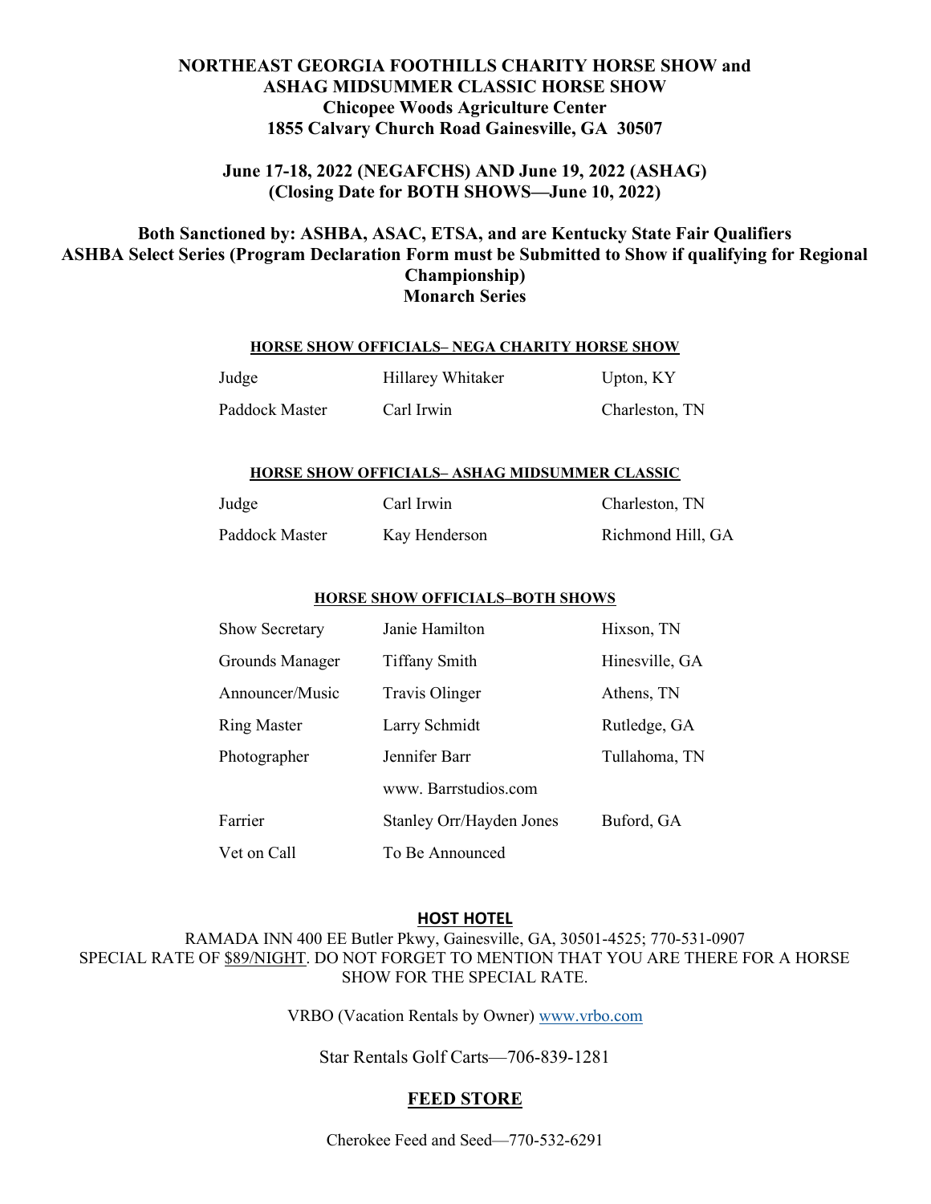**NORTHEAST GEORGIA FOOTHILLS CHARITY HORSE SHOW and**
**ASHAG MIDSUMMER CLASSIC HORSE SHOW**
**Chicopee Woods Agriculture Center**
**1855 Calvary Church Road Gainesville, GA 30507**

**June 17-18, 2022 (NEGAFCHS) AND June 19, 2022 (ASHAG)**
**(Closing Date for BOTH SHOWS—June 10, 2022)**

**Both Sanctioned by: ASHBA, ASAC, ETSA, and are Kentucky State Fair Qualifiers**
**ASHBA Select Series (Program Declaration Form must be Submitted to Show if qualifying for Regional Championship)**
**Monarch Series**

**HORSE SHOW OFFICIALS– NEGA CHARITY HORSE SHOW**

| | | |
|---|---|---|
| Judge | Hillarey Whitaker | Upton, KY |
| Paddock Master | Carl Irwin | Charleston, TN |

**HORSE SHOW OFFICIALS– ASHAG MIDSUMMER CLASSIC**

| | | |
|---|---|---|
| Judge | Carl Irwin | Charleston, TN |
| Paddock Master | Kay Henderson | Richmond Hill, GA |

**HORSE SHOW OFFICIALS–BOTH SHOWS**

| | | |
|---|---|---|
| Show Secretary | Janie Hamilton | Hixson, TN |
| Grounds Manager | Tiffany Smith | Hinesville, GA |
| Announcer/Music | Travis Olinger | Athens, TN |
| Ring Master | Larry Schmidt | Rutledge, GA |
| Photographer | Jennifer Barr | Tullahoma, TN |
| | www. Barrstudios.com | |
| Farrier | Stanley Orr/Hayden Jones | Buford, GA |
| Vet on Call | To Be Announced | |

**HOST HOTEL**

RAMADA INN 400 EE Butler Pkwy, Gainesville, GA, 30501-4525; 770-531-0907
SPECIAL RATE OF $89/NIGHT. DO NOT FORGET TO MENTION THAT YOU ARE THERE FOR A HORSE SHOW FOR THE SPECIAL RATE.

VRBO (Vacation Rentals by Owner) www.vrbo.com

Star Rentals Golf Carts—706-839-1281

**FEED STORE**

Cherokee Feed and Seed—770-532-6291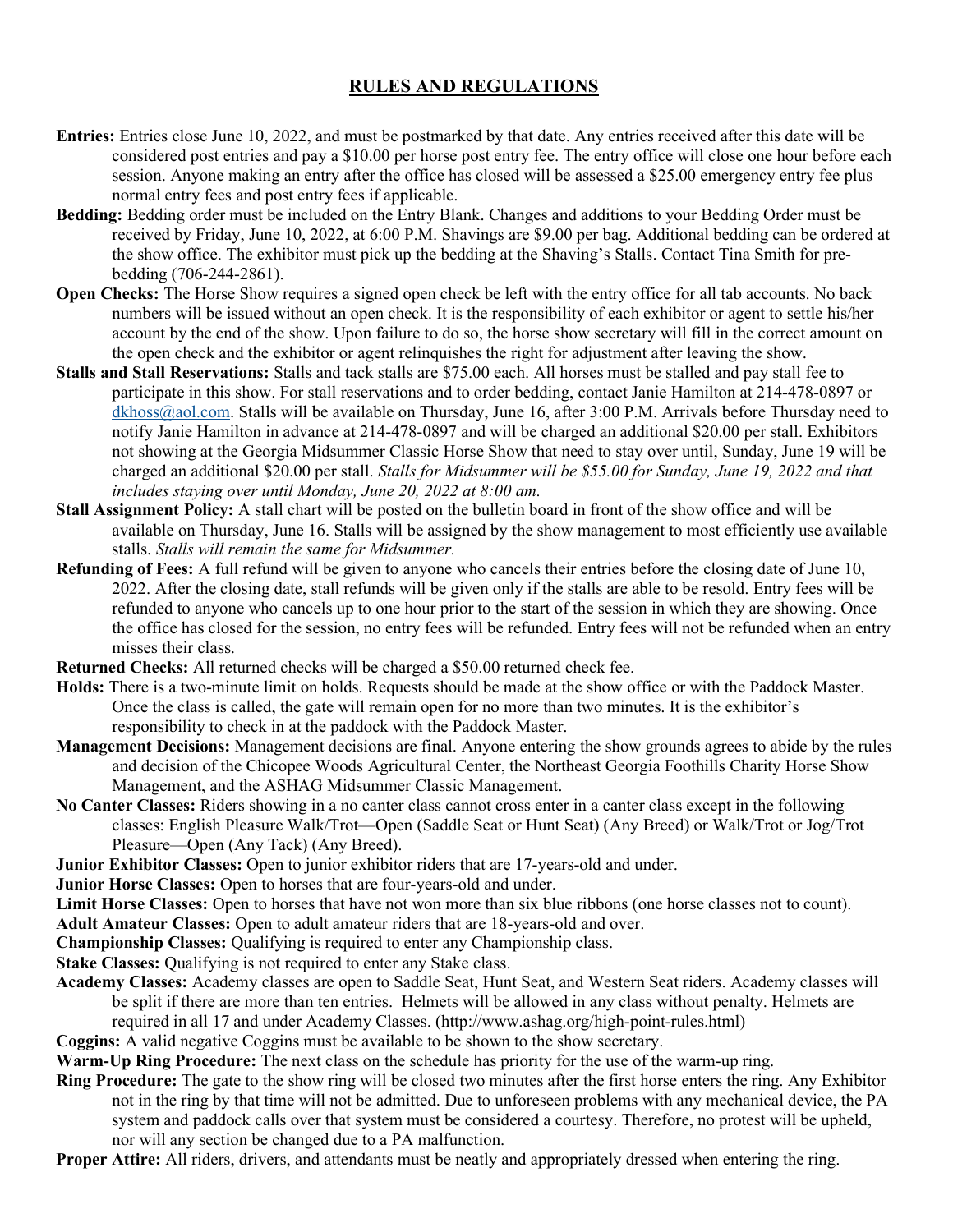## RULES AND REGULATIONS

**Entries:** Entries close June 10, 2022, and must be postmarked by that date. Any entries received after this date will be considered post entries and pay a $10.00 per horse post entry fee. The entry office will close one hour before each session. Anyone making an entry after the office has closed will be assessed a $25.00 emergency entry fee plus normal entry fees and post entry fees if applicable.

**Bedding:** Bedding order must be included on the Entry Blank. Changes and additions to your Bedding Order must be received by Friday, June 10, 2022, at 6:00 P.M. Shavings are $9.00 per bag. Additional bedding can be ordered at the show office. The exhibitor must pick up the bedding at the Shaving's Stalls. Contact Tina Smith for pre-bedding (706-244-2861).

**Open Checks:** The Horse Show requires a signed open check be left with the entry office for all tab accounts. No back numbers will be issued without an open check. It is the responsibility of each exhibitor or agent to settle his/her account by the end of the show. Upon failure to do so, the horse show secretary will fill in the correct amount on the open check and the exhibitor or agent relinquishes the right for adjustment after leaving the show.

**Stalls and Stall Reservations:** Stalls and tack stalls are $75.00 each. All horses must be stalled and pay stall fee to participate in this show. For stall reservations and to order bedding, contact Janie Hamilton at 214-478-0897 or dkhoss@aol.com. Stalls will be available on Thursday, June 16, after 3:00 P.M. Arrivals before Thursday need to notify Janie Hamilton in advance at 214-478-0897 and will be charged an additional $20.00 per stall. Exhibitors not showing at the Georgia Midsummer Classic Horse Show that need to stay over until, Sunday, June 19 will be charged an additional $20.00 per stall. *Stalls for Midsummer will be $55.00 for Sunday, June 19, 2022 and that includes staying over until Monday, June 20, 2022 at 8:00 am.*

**Stall Assignment Policy:** A stall chart will be posted on the bulletin board in front of the show office and will be available on Thursday, June 16. Stalls will be assigned by the show management to most efficiently use available stalls. *Stalls will remain the same for Midsummer.*

**Refunding of Fees:** A full refund will be given to anyone who cancels their entries before the closing date of June 10, 2022. After the closing date, stall refunds will be given only if the stalls are able to be resold. Entry fees will be refunded to anyone who cancels up to one hour prior to the start of the session in which they are showing. Once the office has closed for the session, no entry fees will be refunded. Entry fees will not be refunded when an entry misses their class.

**Returned Checks:** All returned checks will be charged a $50.00 returned check fee.

**Holds:** There is a two-minute limit on holds. Requests should be made at the show office or with the Paddock Master. Once the class is called, the gate will remain open for no more than two minutes. It is the exhibitor's responsibility to check in at the paddock with the Paddock Master.

**Management Decisions:** Management decisions are final. Anyone entering the show grounds agrees to abide by the rules and decision of the Chicopee Woods Agricultural Center, the Northeast Georgia Foothills Charity Horse Show Management, and the ASHAG Midsummer Classic Management.

**No Canter Classes:** Riders showing in a no canter class cannot cross enter in a canter class except in the following classes: English Pleasure Walk/Trot—Open (Saddle Seat or Hunt Seat) (Any Breed) or Walk/Trot or Jog/Trot Pleasure—Open (Any Tack) (Any Breed).

**Junior Exhibitor Classes:** Open to junior exhibitor riders that are 17-years-old and under.

**Junior Horse Classes:** Open to horses that are four-years-old and under.

**Limit Horse Classes:** Open to horses that have not won more than six blue ribbons (one horse classes not to count).

**Adult Amateur Classes:** Open to adult amateur riders that are 18-years-old and over.

**Championship Classes:** Qualifying is required to enter any Championship class.

**Stake Classes:** Qualifying is not required to enter any Stake class.

**Academy Classes:** Academy classes are open to Saddle Seat, Hunt Seat, and Western Seat riders. Academy classes will be split if there are more than ten entries. Helmets will be allowed in any class without penalty. Helmets are required in all 17 and under Academy Classes. (http://www.ashag.org/high-point-rules.html)

**Coggins:** A valid negative Coggins must be available to be shown to the show secretary.

**Warm-Up Ring Procedure:** The next class on the schedule has priority for the use of the warm-up ring.

**Ring Procedure:** The gate to the show ring will be closed two minutes after the first horse enters the ring. Any Exhibitor not in the ring by that time will not be admitted. Due to unforeseen problems with any mechanical device, the PA system and paddock calls over that system must be considered a courtesy. Therefore, no protest will be upheld, nor will any section be changed due to a PA malfunction.

**Proper Attire:** All riders, drivers, and attendants must be neatly and appropriately dressed when entering the ring.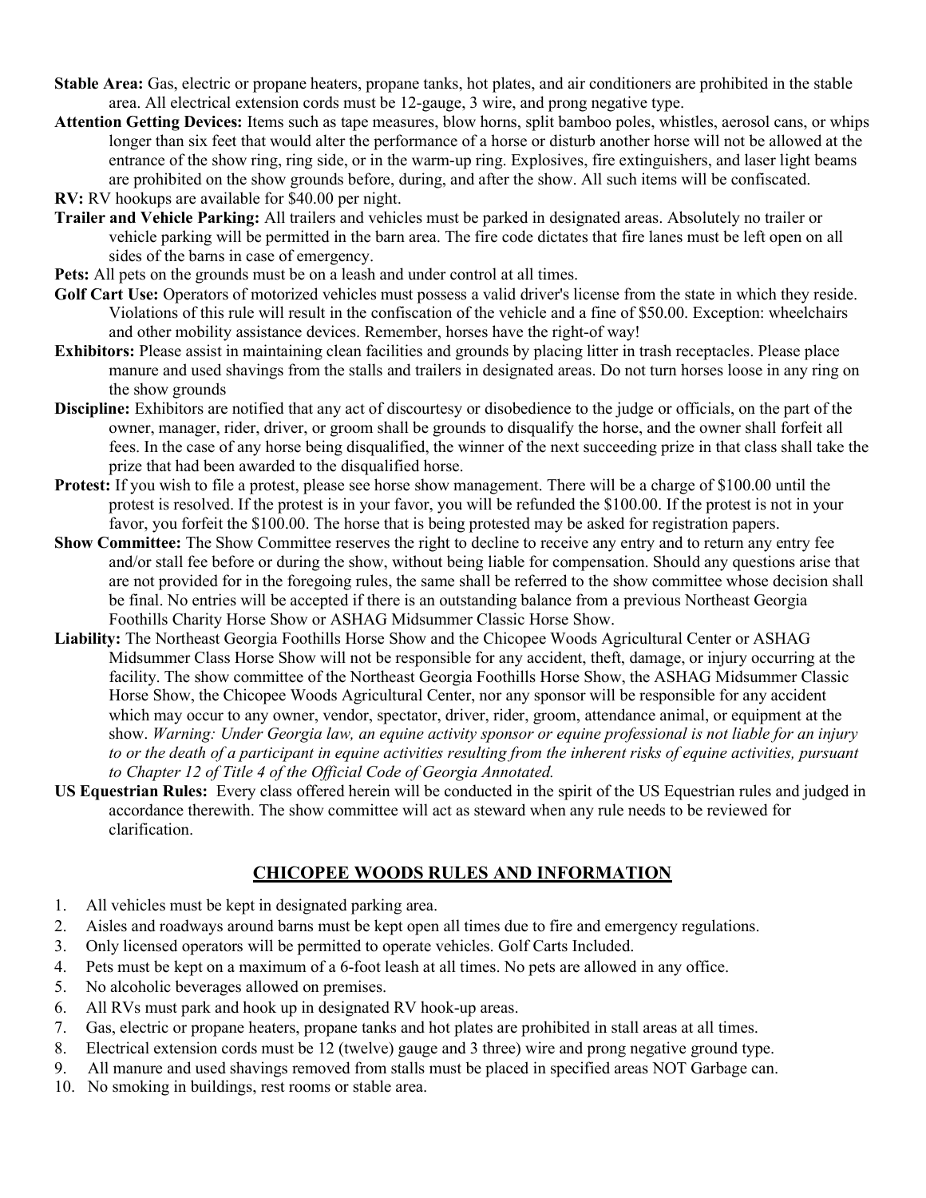**Stable Area:** Gas, electric or propane heaters, propane tanks, hot plates, and air conditioners are prohibited in the stable area. All electrical extension cords must be 12-gauge, 3 wire, and prong negative type.

**Attention Getting Devices:** Items such as tape measures, blow horns, split bamboo poles, whistles, aerosol cans, or whips longer than six feet that would alter the performance of a horse or disturb another horse will not be allowed at the entrance of the show ring, ring side, or in the warm-up ring. Explosives, fire extinguishers, and laser light beams are prohibited on the show grounds before, during, and after the show. All such items will be confiscated.

**RV:** RV hookups are available for $40.00 per night.

**Trailer and Vehicle Parking:** All trailers and vehicles must be parked in designated areas. Absolutely no trailer or vehicle parking will be permitted in the barn area. The fire code dictates that fire lanes must be left open on all sides of the barns in case of emergency.

**Pets:** All pets on the grounds must be on a leash and under control at all times.

**Golf Cart Use:** Operators of motorized vehicles must possess a valid driver's license from the state in which they reside. Violations of this rule will result in the confiscation of the vehicle and a fine of $50.00. Exception: wheelchairs and other mobility assistance devices. Remember, horses have the right-of way!

**Exhibitors:** Please assist in maintaining clean facilities and grounds by placing litter in trash receptacles. Please place manure and used shavings from the stalls and trailers in designated areas. Do not turn horses loose in any ring on the show grounds

**Discipline:** Exhibitors are notified that any act of discourtesy or disobedience to the judge or officials, on the part of the owner, manager, rider, driver, or groom shall be grounds to disqualify the horse, and the owner shall forfeit all fees. In the case of any horse being disqualified, the winner of the next succeeding prize in that class shall take the prize that had been awarded to the disqualified horse.

**Protest:** If you wish to file a protest, please see horse show management. There will be a charge of $100.00 until the protest is resolved. If the protest is in your favor, you will be refunded the $100.00. If the protest is not in your favor, you forfeit the $100.00. The horse that is being protested may be asked for registration papers.

**Show Committee:** The Show Committee reserves the right to decline to receive any entry and to return any entry fee and/or stall fee before or during the show, without being liable for compensation. Should any questions arise that are not provided for in the foregoing rules, the same shall be referred to the show committee whose decision shall be final. No entries will be accepted if there is an outstanding balance from a previous Northeast Georgia Foothills Charity Horse Show or ASHAG Midsummer Classic Horse Show.

**Liability:** The Northeast Georgia Foothills Horse Show and the Chicopee Woods Agricultural Center or ASHAG Midsummer Class Horse Show will not be responsible for any accident, theft, damage, or injury occurring at the facility. The show committee of the Northeast Georgia Foothills Horse Show, the ASHAG Midsummer Classic Horse Show, the Chicopee Woods Agricultural Center, nor any sponsor will be responsible for any accident which may occur to any owner, vendor, spectator, driver, rider, groom, attendance animal, or equipment at the show. *Warning: Under Georgia law, an equine activity sponsor or equine professional is not liable for an injury to or the death of a participant in equine activities resulting from the inherent risks of equine activities, pursuant to Chapter 12 of Title 4 of the Official Code of Georgia Annotated.*

**US Equestrian Rules:** Every class offered herein will be conducted in the spirit of the US Equestrian rules and judged in accordance therewith. The show committee will act as steward when any rule needs to be reviewed for clarification.

## CHICOPEE WOODS RULES AND INFORMATION

1. All vehicles must be kept in designated parking area.
2. Aisles and roadways around barns must be kept open all times due to fire and emergency regulations.
3. Only licensed operators will be permitted to operate vehicles. Golf Carts Included.
4. Pets must be kept on a maximum of a 6-foot leash at all times. No pets are allowed in any office.
5. No alcoholic beverages allowed on premises.
6. All RVs must park and hook up in designated RV hook-up areas.
7. Gas, electric or propane heaters, propane tanks and hot plates are prohibited in stall areas at all times.
8. Electrical extension cords must be 12 (twelve) gauge and 3 three) wire and prong negative ground type.
9. All manure and used shavings removed from stalls must be placed in specified areas NOT Garbage can.
10. No smoking in buildings, rest rooms or stable area.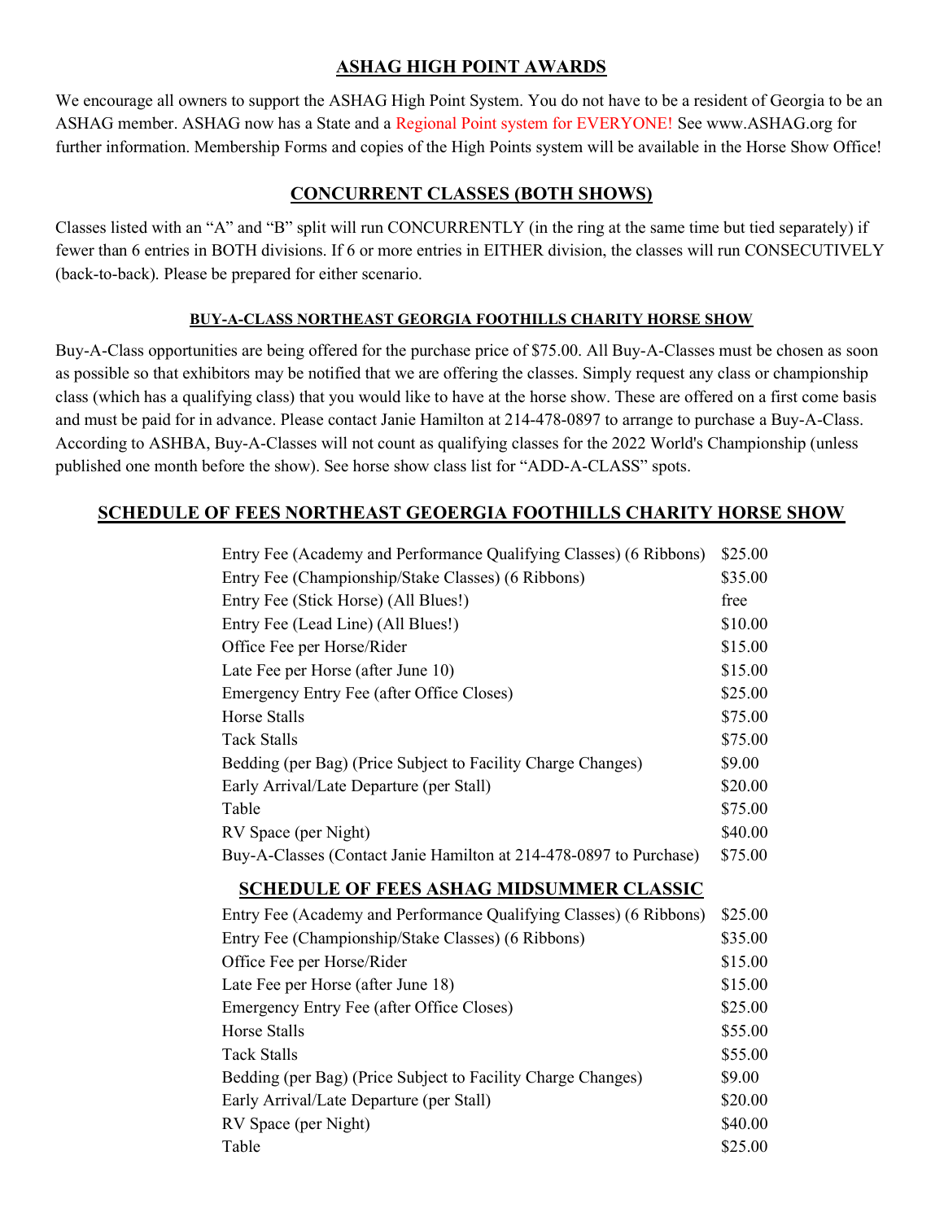## ASHAG HIGH POINT AWARDS

We encourage all owners to support the ASHAG High Point System. You do not have to be a resident of Georgia to be an ASHAG member. ASHAG now has a State and a Regional Point system for EVERYONE! See www.ASHAG.org for further information. Membership Forms and copies of the High Points system will be available in the Horse Show Office!

## CONCURRENT CLASSES (BOTH SHOWS)

Classes listed with an "A" and "B" split will run CONCURRENTLY (in the ring at the same time but tied separately) if fewer than 6 entries in BOTH divisions. If 6 or more entries in EITHER division, the classes will run CONSECUTIVELY (back-to-back). Please be prepared for either scenario.

### BUY-A-CLASS NORTHEAST GEORGIA FOOTHILLS CHARITY HORSE SHOW

Buy-A-Class opportunities are being offered for the purchase price of $75.00. All Buy-A-Classes must be chosen as soon as possible so that exhibitors may be notified that we are offering the classes. Simply request any class or championship class (which has a qualifying class) that you would like to have at the horse show. These are offered on a first come basis and must be paid for in advance. Please contact Janie Hamilton at 214-478-0897 to arrange to purchase a Buy-A-Class. According to ASHBA, Buy-A-Classes will not count as qualifying classes for the 2022 World's Championship (unless published one month before the show). See horse show class list for "ADD-A-CLASS" spots.

## SCHEDULE OF FEES NORTHEAST GEOERGIA FOOTHILLS CHARITY HORSE SHOW

| | |
|---|---|
| Entry Fee (Academy and Performance Qualifying Classes) (6 Ribbons) | $25.00 |
| Entry Fee (Championship/Stake Classes) (6 Ribbons) | $35.00 |
| Entry Fee (Stick Horse) (All Blues!) | free |
| Entry Fee (Lead Line) (All Blues!) | $10.00 |
| Office Fee per Horse/Rider | $15.00 |
| Late Fee per Horse (after June 10) | $15.00 |
| Emergency Entry Fee (after Office Closes) | $25.00 |
| Horse Stalls | $75.00 |
| Tack Stalls | $75.00 |
| Bedding (per Bag) (Price Subject to Facility Charge Changes) | $9.00 |
| Early Arrival/Late Departure (per Stall) | $20.00 |
| Table | $75.00 |
| RV Space (per Night) | $40.00 |
| Buy-A-Classes (Contact Janie Hamilton at 214-478-0897 to Purchase) | $75.00 |

## SCHEDULE OF FEES ASHAG MIDSUMMER CLASSIC

| | |
|---|---|
| Entry Fee (Academy and Performance Qualifying Classes) (6 Ribbons) | $25.00 |
| Entry Fee (Championship/Stake Classes) (6 Ribbons) | $35.00 |
| Office Fee per Horse/Rider | $15.00 |
| Late Fee per Horse (after June 18) | $15.00 |
| Emergency Entry Fee (after Office Closes) | $25.00 |
| Horse Stalls | $55.00 |
| Tack Stalls | $55.00 |
| Bedding (per Bag) (Price Subject to Facility Charge Changes) | $9.00 |
| Early Arrival/Late Departure (per Stall) | $20.00 |
| RV Space (per Night) | $40.00 |
| Table | $25.00 |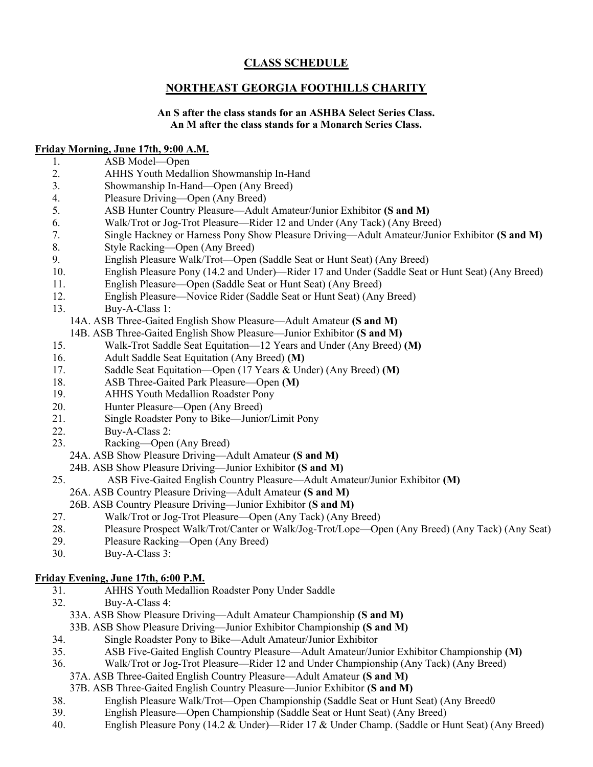# CLASS SCHEDULE

## NORTHEAST GEORGIA FOOTHILLS CHARITY

**An S after the class stands for an ASHBA Select Series Class.**
**An M after the class stands for a Monarch Series Class.**

### Friday Morning, June 17th, 9:00 A.M.

1. ASB Model—Open
2. AHHS Youth Medallion Showmanship In-Hand
3. Showmanship In-Hand—Open (Any Breed)
4. Pleasure Driving—Open (Any Breed)
5. ASB Hunter Country Pleasure—Adult Amateur/Junior Exhibitor **(S and M)**
6. Walk/Trot or Jog-Trot Pleasure—Rider 12 and Under (Any Tack) (Any Breed)
7. Single Hackney or Harness Pony Show Pleasure Driving—Adult Amateur/Junior Exhibitor **(S and M)**
8. Style Racking—Open (Any Breed)
9. English Pleasure Walk/Trot—Open (Saddle Seat or Hunt Seat) (Any Breed)
10. English Pleasure Pony (14.2 and Under)—Rider 17 and Under (Saddle Seat or Hunt Seat) (Any Breed)
11. English Pleasure—Open (Saddle Seat or Hunt Seat) (Any Breed)
12. English Pleasure—Novice Rider (Saddle Seat or Hunt Seat) (Any Breed)
13. Buy-A-Class 1:

14A. ASB Three-Gaited English Show Pleasure—Adult Amateur **(S and M)**
14B. ASB Three-Gaited English Show Pleasure—Junior Exhibitor **(S and M)**

15. Walk-Trot Saddle Seat Equitation—12 Years and Under (Any Breed) **(M)**
16. Adult Saddle Seat Equitation (Any Breed) **(M)**
17. Saddle Seat Equitation—Open (17 Years & Under) (Any Breed) **(M)**
18. ASB Three-Gaited Park Pleasure—Open **(M)**
19. AHHS Youth Medallion Roadster Pony
20. Hunter Pleasure—Open (Any Breed)
21. Single Roadster Pony to Bike—Junior/Limit Pony
22. Buy-A-Class 2:
23. Racking—Open (Any Breed)

24A. ASB Show Pleasure Driving—Adult Amateur **(S and M)**
24B. ASB Show Pleasure Driving—Junior Exhibitor **(S and M)**

25. ASB Five-Gaited English Country Pleasure—Adult Amateur/Junior Exhibitor **(M)**

26A. ASB Country Pleasure Driving—Adult Amateur **(S and M)**
26B. ASB Country Pleasure Driving—Junior Exhibitor **(S and M)**

27. Walk/Trot or Jog-Trot Pleasure—Open (Any Tack) (Any Breed)
28. Pleasure Prospect Walk/Trot/Canter or Walk/Jog-Trot/Lope—Open (Any Breed) (Any Tack) (Any Seat)
29. Pleasure Racking—Open (Any Breed)
30. Buy-A-Class 3:

### Friday Evening, June 17th, 6:00 P.M.

31. AHHS Youth Medallion Roadster Pony Under Saddle
32. Buy-A-Class 4:

33A. ASB Show Pleasure Driving—Adult Amateur Championship **(S and M)**
33B. ASB Show Pleasure Driving—Junior Exhibitor Championship **(S and M)**

34. Single Roadster Pony to Bike—Adult Amateur/Junior Exhibitor
35. ASB Five-Gaited English Country Pleasure—Adult Amateur/Junior Exhibitor Championship **(M)**
36. Walk/Trot or Jog-Trot Pleasure—Rider 12 and Under Championship (Any Tack) (Any Breed)

37A. ASB Three-Gaited English Country Pleasure—Adult Amateur **(S and M)**
37B. ASB Three-Gaited English Country Pleasure—Junior Exhibitor **(S and M)**

38. English Pleasure Walk/Trot—Open Championship (Saddle Seat or Hunt Seat) (Any Breed0
39. English Pleasure—Open Championship (Saddle Seat or Hunt Seat) (Any Breed)
40. English Pleasure Pony (14.2 & Under)—Rider 17 & Under Champ. (Saddle or Hunt Seat) (Any Breed)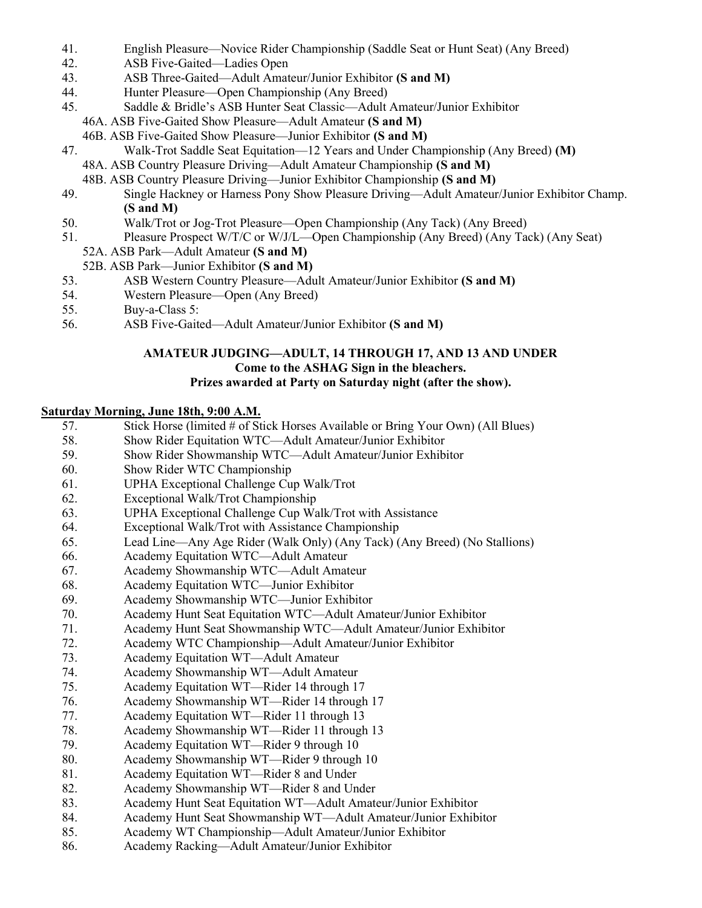41. English Pleasure—Novice Rider Championship (Saddle Seat or Hunt Seat) (Any Breed)
42. ASB Five-Gaited—Ladies Open
43. ASB Three-Gaited—Adult Amateur/Junior Exhibitor **(S and M)**
44. Hunter Pleasure—Open Championship (Any Breed)
45. Saddle & Bridle's ASB Hunter Seat Classic—Adult Amateur/Junior Exhibitor
    46A. ASB Five-Gaited Show Pleasure—Adult Amateur **(S and M)**
    46B. ASB Five-Gaited Show Pleasure—Junior Exhibitor **(S and M)**
47. Walk-Trot Saddle Seat Equitation—12 Years and Under Championship (Any Breed) **(M)**
    48A. ASB Country Pleasure Driving—Adult Amateur Championship **(S and M)**
    48B. ASB Country Pleasure Driving—Junior Exhibitor Championship **(S and M)**
49. Single Hackney or Harness Pony Show Pleasure Driving—Adult Amateur/Junior Exhibitor Champ. **(S and M)**
50. Walk/Trot or Jog-Trot Pleasure—Open Championship (Any Tack) (Any Breed)
51. Pleasure Prospect W/T/C or W/J/L—Open Championship (Any Breed) (Any Tack) (Any Seat)
    52A. ASB Park—Adult Amateur **(S and M)**
    52B. ASB Park—Junior Exhibitor **(S and M)**
53. ASB Western Country Pleasure—Adult Amateur/Junior Exhibitor **(S and M)**
54. Western Pleasure—Open (Any Breed)
55. Buy-a-Class 5:
56. ASB Five-Gaited—Adult Amateur/Junior Exhibitor **(S and M)**

**AMATEUR JUDGING—ADULT, 14 THROUGH 17, AND 13 AND UNDER**
**Come to the ASHAG Sign in the bleachers.**
**Prizes awarded at Party on Saturday night (after the show).**

**Saturday Morning, June 18th, 9:00 A.M.**

57. Stick Horse (limited # of Stick Horses Available or Bring Your Own) (All Blues)
58. Show Rider Equitation WTC—Adult Amateur/Junior Exhibitor
59. Show Rider Showmanship WTC—Adult Amateur/Junior Exhibitor
60. Show Rider WTC Championship
61. UPHA Exceptional Challenge Cup Walk/Trot
62. Exceptional Walk/Trot Championship
63. UPHA Exceptional Challenge Cup Walk/Trot with Assistance
64. Exceptional Walk/Trot with Assistance Championship
65. Lead Line—Any Age Rider (Walk Only) (Any Tack) (Any Breed) (No Stallions)
66. Academy Equitation WTC—Adult Amateur
67. Academy Showmanship WTC—Adult Amateur
68. Academy Equitation WTC—Junior Exhibitor
69. Academy Showmanship WTC—Junior Exhibitor
70. Academy Hunt Seat Equitation WTC—Adult Amateur/Junior Exhibitor
71. Academy Hunt Seat Showmanship WTC—Adult Amateur/Junior Exhibitor
72. Academy WTC Championship—Adult Amateur/Junior Exhibitor
73. Academy Equitation WT—Adult Amateur
74. Academy Showmanship WT—Adult Amateur
75. Academy Equitation WT—Rider 14 through 17
76. Academy Showmanship WT—Rider 14 through 17
77. Academy Equitation WT—Rider 11 through 13
78. Academy Showmanship WT—Rider 11 through 13
79. Academy Equitation WT—Rider 9 through 10
80. Academy Showmanship WT—Rider 9 through 10
81. Academy Equitation WT—Rider 8 and Under
82. Academy Showmanship WT—Rider 8 and Under
83. Academy Hunt Seat Equitation WT—Adult Amateur/Junior Exhibitor
84. Academy Hunt Seat Showmanship WT—Adult Amateur/Junior Exhibitor
85. Academy WT Championship—Adult Amateur/Junior Exhibitor
86. Academy Racking—Adult Amateur/Junior Exhibitor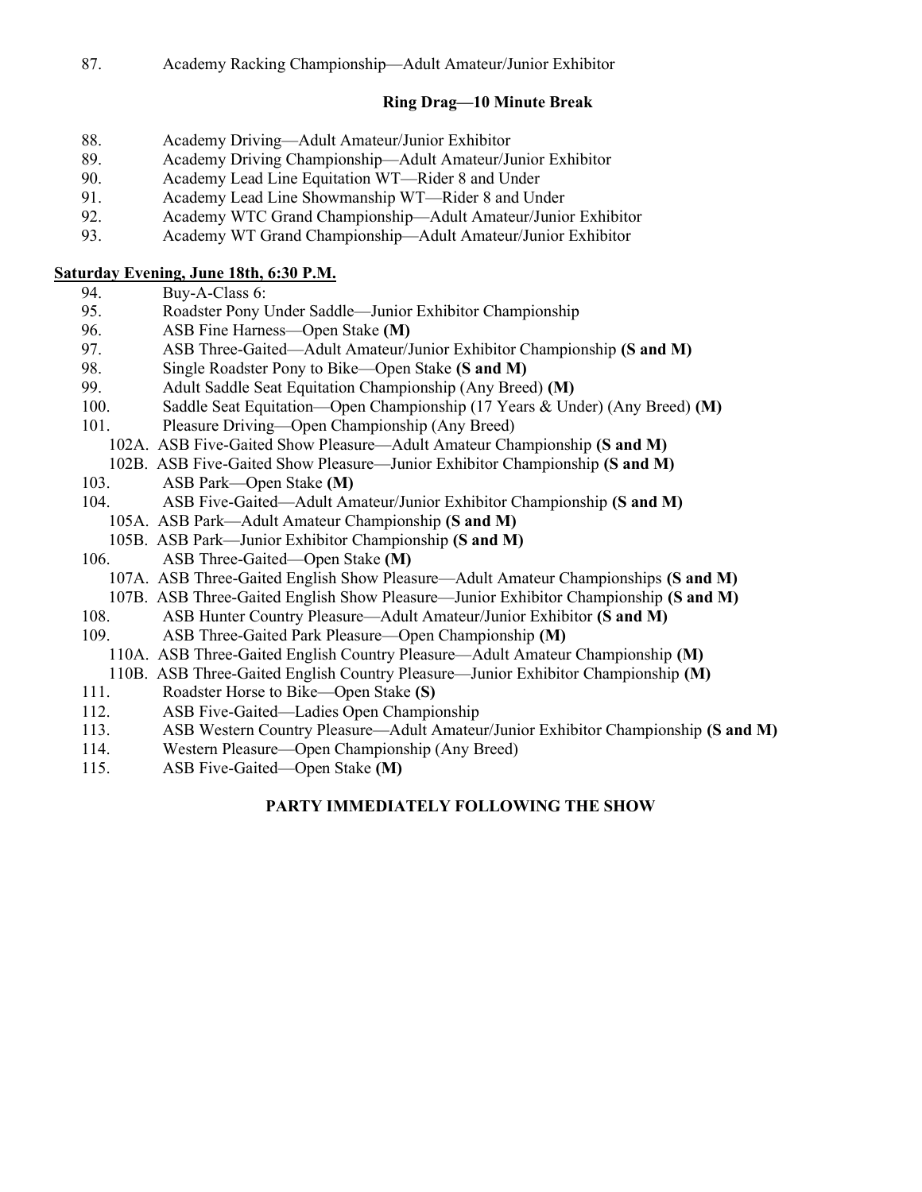87. Academy Racking Championship—Adult Amateur/Junior Exhibitor

**Ring Drag—10 Minute Break**

88. Academy Driving—Adult Amateur/Junior Exhibitor
89. Academy Driving Championship—Adult Amateur/Junior Exhibitor
90. Academy Lead Line Equitation WT—Rider 8 and Under
91. Academy Lead Line Showmanship WT—Rider 8 and Under
92. Academy WTC Grand Championship—Adult Amateur/Junior Exhibitor
93. Academy WT Grand Championship—Adult Amateur/Junior Exhibitor

**Saturday Evening, June 18th, 6:30 P.M.**

94. Buy-A-Class 6:
95. Roadster Pony Under Saddle—Junior Exhibitor Championship
96. ASB Fine Harness—Open Stake **(M)**
97. ASB Three-Gaited—Adult Amateur/Junior Exhibitor Championship **(S and M)**
98. Single Roadster Pony to Bike—Open Stake **(S and M)**
99. Adult Saddle Seat Equitation Championship (Any Breed) **(M)**
100. Saddle Seat Equitation—Open Championship (17 Years & Under) (Any Breed) **(M)**
101. Pleasure Driving—Open Championship (Any Breed)

102A. ASB Five-Gaited Show Pleasure—Adult Amateur Championship **(S and M)**
102B. ASB Five-Gaited Show Pleasure—Junior Exhibitor Championship **(S and M)**

103. ASB Park—Open Stake **(M)**
104. ASB Five-Gaited—Adult Amateur/Junior Exhibitor Championship **(S and M)**

105A. ASB Park—Adult Amateur Championship **(S and M)**
105B. ASB Park—Junior Exhibitor Championship **(S and M)**

106. ASB Three-Gaited—Open Stake **(M)**

107A. ASB Three-Gaited English Show Pleasure—Adult Amateur Championships **(S and M)**
107B. ASB Three-Gaited English Show Pleasure—Junior Exhibitor Championship **(S and M)**

108. ASB Hunter Country Pleasure—Adult Amateur/Junior Exhibitor **(S and M)**
109. ASB Three-Gaited Park Pleasure—Open Championship **(M)**

110A. ASB Three-Gaited English Country Pleasure—Adult Amateur Championship **(M)**
110B. ASB Three-Gaited English Country Pleasure—Junior Exhibitor Championship **(M)**

111. Roadster Horse to Bike—Open Stake **(S)**
112. ASB Five-Gaited—Ladies Open Championship
113. ASB Western Country Pleasure—Adult Amateur/Junior Exhibitor Championship **(S and M)**
114. Western Pleasure—Open Championship (Any Breed)
115. ASB Five-Gaited—Open Stake **(M)**

**PARTY IMMEDIATELY FOLLOWING THE SHOW**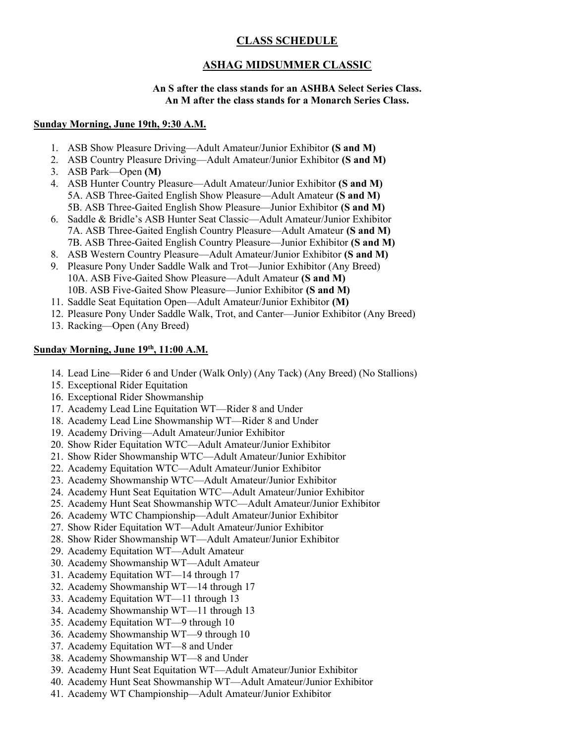# CLASS SCHEDULE

## ASHAG MIDSUMMER CLASSIC

**An S after the class stands for an ASHBA Select Series Class.**
**An M after the class stands for a Monarch Series Class.**

**Sunday Morning, June 19th, 9:30 A.M.**

1. ASB Show Pleasure Driving—Adult Amateur/Junior Exhibitor **(S and M)**
2. ASB Country Pleasure Driving—Adult Amateur/Junior Exhibitor **(S and M)**
3. ASB Park—Open **(M)**
4. ASB Hunter Country Pleasure—Adult Amateur/Junior Exhibitor **(S and M)**
   5A. ASB Three-Gaited English Show Pleasure—Adult Amateur **(S and M)**
   5B. ASB Three-Gaited English Show Pleasure—Junior Exhibitor **(S and M)**
6. Saddle & Bridle's ASB Hunter Seat Classic—Adult Amateur/Junior Exhibitor
   7A. ASB Three-Gaited English Country Pleasure—Adult Amateur **(S and M)**
   7B. ASB Three-Gaited English Country Pleasure—Junior Exhibitor **(S and M)**
8. ASB Western Country Pleasure—Adult Amateur/Junior Exhibitor **(S and M)**
9. Pleasure Pony Under Saddle Walk and Trot—Junior Exhibitor (Any Breed)
   10A. ASB Five-Gaited Show Pleasure—Adult Amateur **(S and M)**
   10B. ASB Five-Gaited Show Pleasure—Junior Exhibitor **(S and M)**
11. Saddle Seat Equitation Open—Adult Amateur/Junior Exhibitor **(M)**
12. Pleasure Pony Under Saddle Walk, Trot, and Canter—Junior Exhibitor (Any Breed)
13. Racking—Open (Any Breed)

**Sunday Morning, June 19th, 11:00 A.M.**

14. Lead Line—Rider 6 and Under (Walk Only) (Any Tack) (Any Breed) (No Stallions)
15. Exceptional Rider Equitation
16. Exceptional Rider Showmanship
17. Academy Lead Line Equitation WT—Rider 8 and Under
18. Academy Lead Line Showmanship WT—Rider 8 and Under
19. Academy Driving—Adult Amateur/Junior Exhibitor
20. Show Rider Equitation WTC—Adult Amateur/Junior Exhibitor
21. Show Rider Showmanship WTC—Adult Amateur/Junior Exhibitor
22. Academy Equitation WTC—Adult Amateur/Junior Exhibitor
23. Academy Showmanship WTC—Adult Amateur/Junior Exhibitor
24. Academy Hunt Seat Equitation WTC—Adult Amateur/Junior Exhibitor
25. Academy Hunt Seat Showmanship WTC—Adult Amateur/Junior Exhibitor
26. Academy WTC Championship—Adult Amateur/Junior Exhibitor
27. Show Rider Equitation WT—Adult Amateur/Junior Exhibitor
28. Show Rider Showmanship WT—Adult Amateur/Junior Exhibitor
29. Academy Equitation WT—Adult Amateur
30. Academy Showmanship WT—Adult Amateur
31. Academy Equitation WT—14 through 17
32. Academy Showmanship WT—14 through 17
33. Academy Equitation WT—11 through 13
34. Academy Showmanship WT—11 through 13
35. Academy Equitation WT—9 through 10
36. Academy Showmanship WT—9 through 10
37. Academy Equitation WT—8 and Under
38. Academy Showmanship WT—8 and Under
39. Academy Hunt Seat Equitation WT—Adult Amateur/Junior Exhibitor
40. Academy Hunt Seat Showmanship WT—Adult Amateur/Junior Exhibitor
41. Academy WT Championship—Adult Amateur/Junior Exhibitor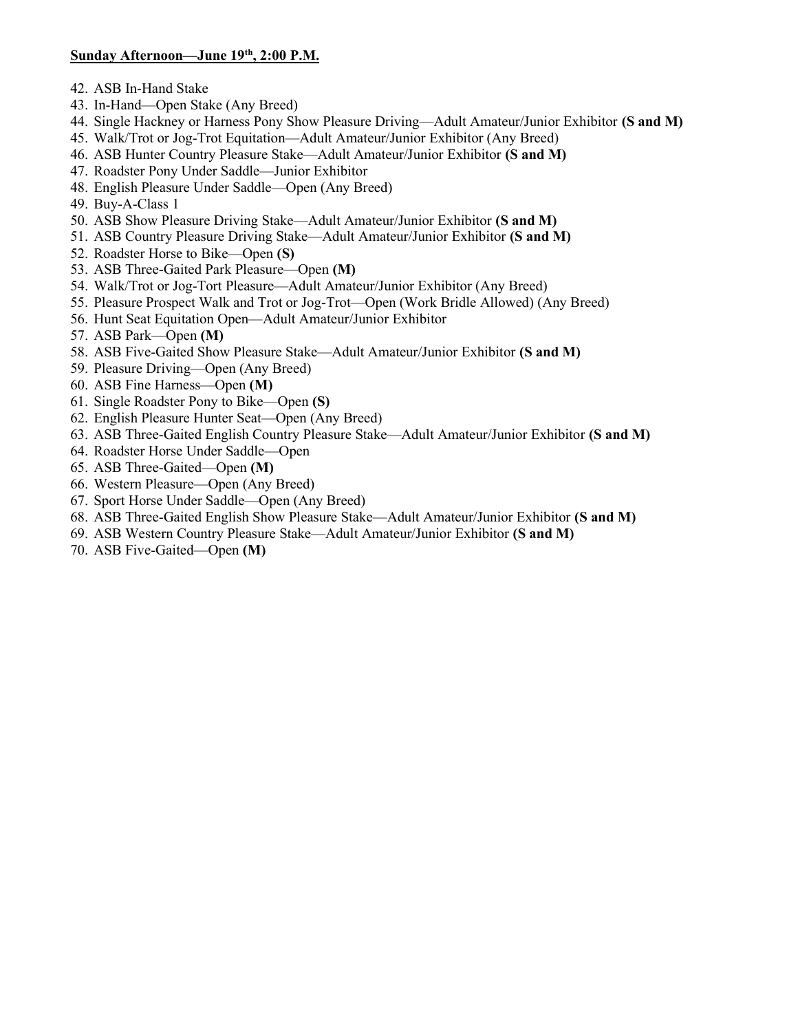**<u>Sunday Afternoon—June 19th, 2:00 P.M.</u>**

42. ASB In-Hand Stake
43. In-Hand—Open Stake (Any Breed)
44. Single Hackney or Harness Pony Show Pleasure Driving—Adult Amateur/Junior Exhibitor **(S and M)**
45. Walk/Trot or Jog-Trot Equitation—Adult Amateur/Junior Exhibitor (Any Breed)
46. ASB Hunter Country Pleasure Stake—Adult Amateur/Junior Exhibitor **(S and M)**
47. Roadster Pony Under Saddle—Junior Exhibitor
48. English Pleasure Under Saddle—Open (Any Breed)
49. Buy-A-Class 1
50. ASB Show Pleasure Driving Stake—Adult Amateur/Junior Exhibitor **(S and M)**
51. ASB Country Pleasure Driving Stake—Adult Amateur/Junior Exhibitor **(S and M)**
52. Roadster Horse to Bike—Open **(S)**
53. ASB Three-Gaited Park Pleasure—Open **(M)**
54. Walk/Trot or Jog-Tort Pleasure—Adult Amateur/Junior Exhibitor (Any Breed)
55. Pleasure Prospect Walk and Trot or Jog-Trot—Open (Work Bridle Allowed) (Any Breed)
56. Hunt Seat Equitation Open—Adult Amateur/Junior Exhibitor
57. ASB Park—Open **(M)**
58. ASB Five-Gaited Show Pleasure Stake—Adult Amateur/Junior Exhibitor **(S and M)**
59. Pleasure Driving—Open (Any Breed)
60. ASB Fine Harness—Open **(M)**
61. Single Roadster Pony to Bike—Open **(S)**
62. English Pleasure Hunter Seat—Open (Any Breed)
63. ASB Three-Gaited English Country Pleasure Stake—Adult Amateur/Junior Exhibitor **(S and M)**
64. Roadster Horse Under Saddle—Open
65. ASB Three-Gaited—Open **(M)**
66. Western Pleasure—Open (Any Breed)
67. Sport Horse Under Saddle—Open (Any Breed)
68. ASB Three-Gaited English Show Pleasure Stake—Adult Amateur/Junior Exhibitor **(S and M)**
69. ASB Western Country Pleasure Stake—Adult Amateur/Junior Exhibitor **(S and M)**
70. ASB Five-Gaited—Open **(M)**